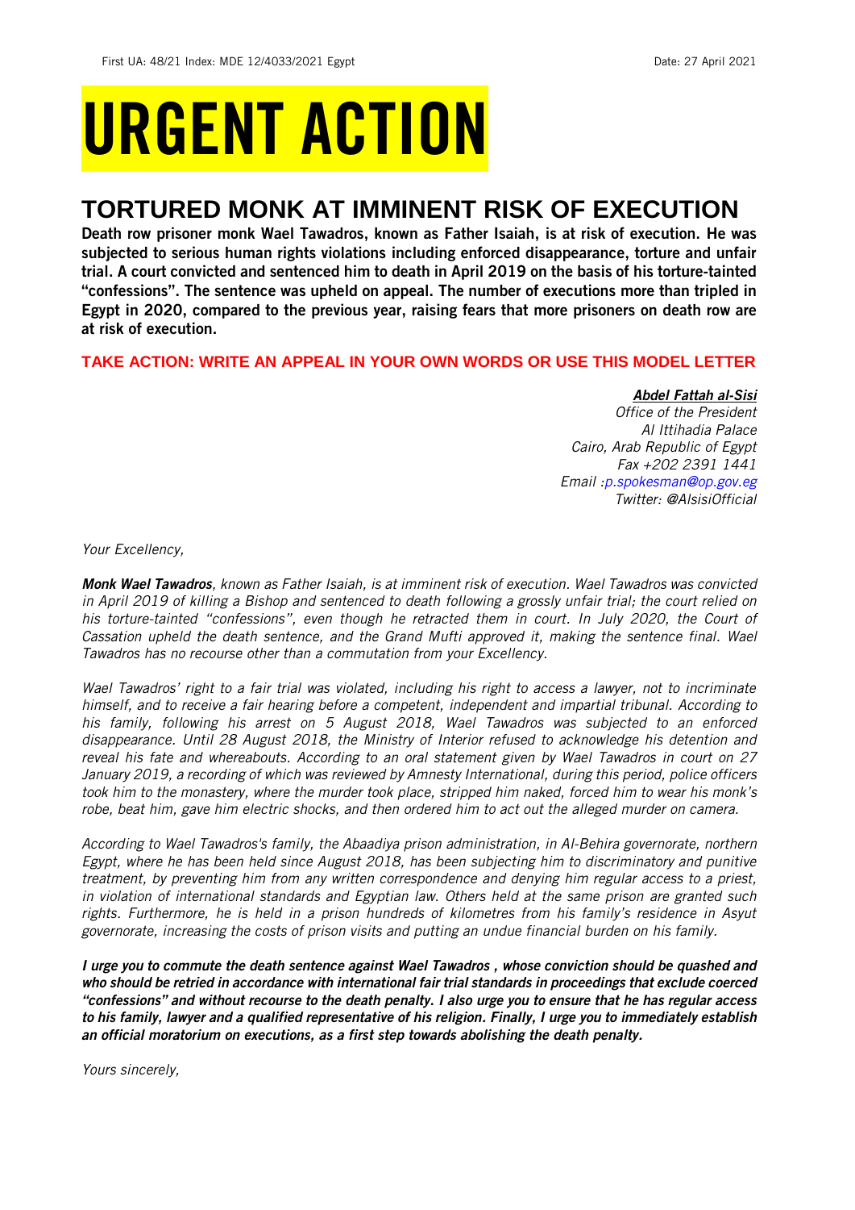First UA: 48/21 Index: MDE 12/4033/2021 Egypt Date: 27 April 2021

# URGENT ACTION

## TORTURED MONK AT IMMINENT RISK OF EXECUTION

**Death row prisoner monk Wael Tawadros, known as Father Isaiah, is at risk of execution. He was subjected to serious human rights violations including enforced disappearance, torture and unfair trial. A court convicted and sentenced him to death in April 2019 on the basis of his torture-tainted "confessions". The sentence was upheld on appeal. The number of executions more than tripled in Egypt in 2020, compared to the previous year, raising fears that more prisoners on death row are at risk of execution.**

**TAKE ACTION: WRITE AN APPEAL IN YOUR OWN WORDS OR USE THIS MODEL LETTER**

***Abdel Fattah al-Sisi***
*Office of the President*
*Al Ittihadia Palace*
*Cairo, Arab Republic of Egypt*
*Fax +202 2391 1441*
*Email :p.spokesman@op.gov.eg*
*Twitter: @AlsisiOfficial*

*Your Excellency,*

***Monk Wael Tawadros**, known as Father Isaiah, is at imminent risk of execution. Wael Tawadros was convicted in April 2019 of killing a Bishop and sentenced to death following a grossly unfair trial; the court relied on his torture-tainted "confessions", even though he retracted them in court. In July 2020, the Court of Cassation upheld the death sentence, and the Grand Mufti approved it, making the sentence final. Wael Tawadros has no recourse other than a commutation from your Excellency.*

*Wael Tawadros' right to a fair trial was violated, including his right to access a lawyer, not to incriminate himself, and to receive a fair hearing before a competent, independent and impartial tribunal. According to his family, following his arrest on 5 August 2018, Wael Tawadros was subjected to an enforced disappearance. Until 28 August 2018, the Ministry of Interior refused to acknowledge his detention and reveal his fate and whereabouts. According to an oral statement given by Wael Tawadros in court on 27 January 2019, a recording of which was reviewed by Amnesty International, during this period, police officers took him to the monastery, where the murder took place, stripped him naked, forced him to wear his monk's robe, beat him, gave him electric shocks, and then ordered him to act out the alleged murder on camera.*

*According to Wael Tawadros's family, the Abaadiya prison administration, in Al-Behira governorate, northern Egypt, where he has been held since August 2018, has been subjecting him to discriminatory and punitive treatment, by preventing him from any written correspondence and denying him regular access to a priest, in violation of international standards and Egyptian law. Others held at the same prison are granted such rights. Furthermore, he is held in a prison hundreds of kilometres from his family's residence in Asyut governorate, increasing the costs of prison visits and putting an undue financial burden on his family.*

***I urge you to commute the death sentence against Wael Tawadros , whose conviction should be quashed and who should be retried in accordance with international fair trial standards in proceedings that exclude coerced "confessions" and without recourse to the death penalty. I also urge you to ensure that he has regular access to his family, lawyer and a qualified representative of his religion. Finally, I urge you to immediately establish an official moratorium on executions, as a first step towards abolishing the death penalty.***

*Yours sincerely,*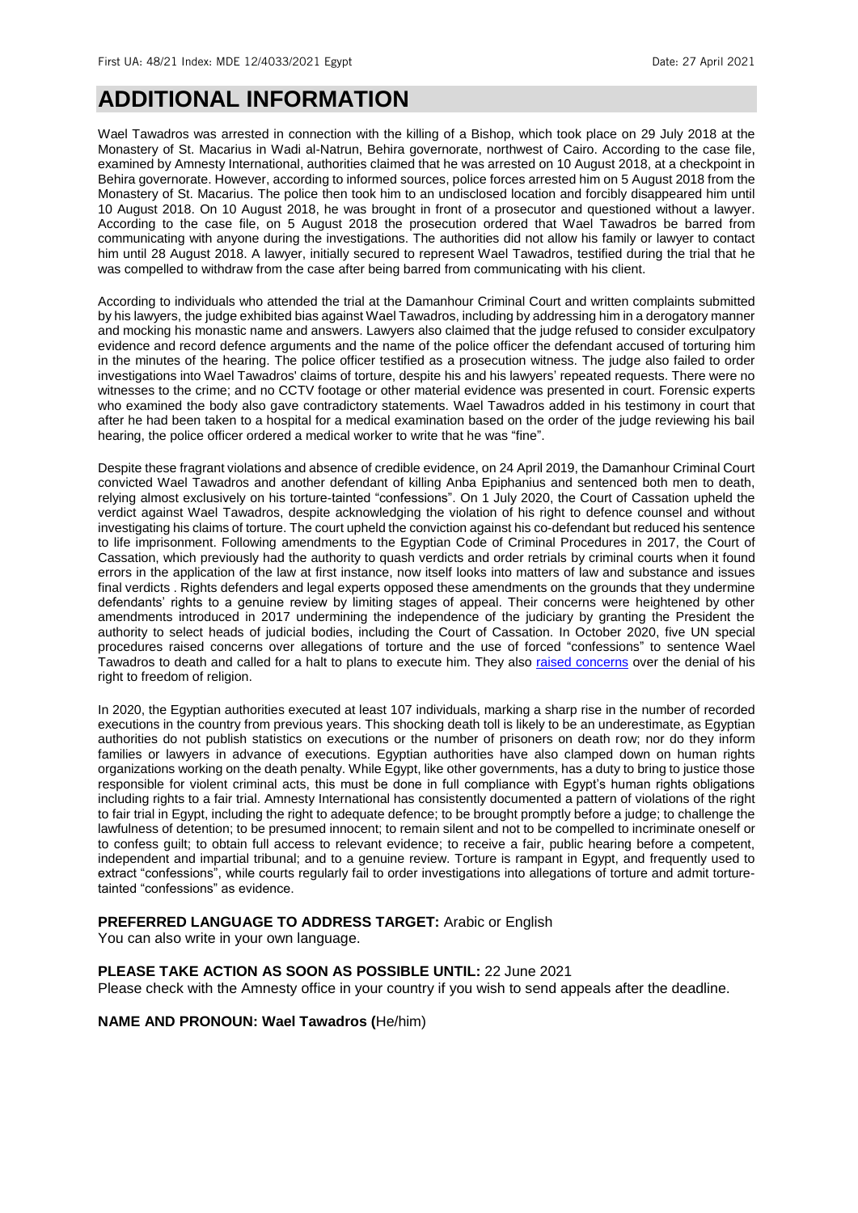# ADDITIONAL INFORMATION

Wael Tawadros was arrested in connection with the killing of a Bishop, which took place on 29 July 2018 at the Monastery of St. Macarius in Wadi al-Natrun, Behira governorate, northwest of Cairo. According to the case file, examined by Amnesty International, authorities claimed that he was arrested on 10 August 2018, at a checkpoint in Behira governorate. However, according to informed sources, police forces arrested him on 5 August 2018 from the Monastery of St. Macarius. The police then took him to an undisclosed location and forcibly disappeared him until 10 August 2018. On 10 August 2018, he was brought in front of a prosecutor and questioned without a lawyer. According to the case file, on 5 August 2018 the prosecution ordered that Wael Tawadros be barred from communicating with anyone during the investigations. The authorities did not allow his family or lawyer to contact him until 28 August 2018. A lawyer, initially secured to represent Wael Tawadros, testified during the trial that he was compelled to withdraw from the case after being barred from communicating with his client.

According to individuals who attended the trial at the Damanhour Criminal Court and written complaints submitted by his lawyers, the judge exhibited bias against Wael Tawadros, including by addressing him in a derogatory manner and mocking his monastic name and answers. Lawyers also claimed that the judge refused to consider exculpatory evidence and record defence arguments and the name of the police officer the defendant accused of torturing him in the minutes of the hearing. The police officer testified as a prosecution witness. The judge also failed to order investigations into Wael Tawadros' claims of torture, despite his and his lawyers' repeated requests. There were no witnesses to the crime; and no CCTV footage or other material evidence was presented in court. Forensic experts who examined the body also gave contradictory statements. Wael Tawadros added in his testimony in court that after he had been taken to a hospital for a medical examination based on the order of the judge reviewing his bail hearing, the police officer ordered a medical worker to write that he was "fine".

Despite these fragrant violations and absence of credible evidence, on 24 April 2019, the Damanhour Criminal Court convicted Wael Tawadros and another defendant of killing Anba Epiphanius and sentenced both men to death, relying almost exclusively on his torture-tainted "confessions". On 1 July 2020, the Court of Cassation upheld the verdict against Wael Tawadros, despite acknowledging the violation of his right to defence counsel and without investigating his claims of torture. The court upheld the conviction against his co-defendant but reduced his sentence to life imprisonment. Following amendments to the Egyptian Code of Criminal Procedures in 2017, the Court of Cassation, which previously had the authority to quash verdicts and order retrials by criminal courts when it found errors in the application of the law at first instance, now itself looks into matters of law and substance and issues final verdicts . Rights defenders and legal experts opposed these amendments on the grounds that they undermine defendants' rights to a genuine review by limiting stages of appeal. Their concerns were heightened by other amendments introduced in 2017 undermining the independence of the judiciary by granting the President the authority to select heads of judicial bodies, including the Court of Cassation. In October 2020, five UN special procedures raised concerns over allegations of torture and the use of forced "confessions" to sentence Wael Tawadros to death and called for a halt to plans to execute him. They also raised concerns over the denial of his right to freedom of religion.

In 2020, the Egyptian authorities executed at least 107 individuals, marking a sharp rise in the number of recorded executions in the country from previous years. This shocking death toll is likely to be an underestimate, as Egyptian authorities do not publish statistics on executions or the number of prisoners on death row; nor do they inform families or lawyers in advance of executions. Egyptian authorities have also clamped down on human rights organizations working on the death penalty. While Egypt, like other governments, has a duty to bring to justice those responsible for violent criminal acts, this must be done in full compliance with Egypt's human rights obligations including rights to a fair trial. Amnesty International has consistently documented a pattern of violations of the right to fair trial in Egypt, including the right to adequate defence; to be brought promptly before a judge; to challenge the lawfulness of detention; to be presumed innocent; to remain silent and not to be compelled to incriminate oneself or to confess guilt; to obtain full access to relevant evidence; to receive a fair, public hearing before a competent, independent and impartial tribunal; and to a genuine review. Torture is rampant in Egypt, and frequently used to extract "confessions", while courts regularly fail to order investigations into allegations of torture and admit torture-tainted "confessions" as evidence.

**PREFERRED LANGUAGE TO ADDRESS TARGET:** Arabic or English
You can also write in your own language.

**PLEASE TAKE ACTION AS SOON AS POSSIBLE UNTIL:** 22 June 2021
Please check with the Amnesty office in your country if you wish to send appeals after the deadline.

**NAME AND PRONOUN: Wael Tawadros (**He/him)